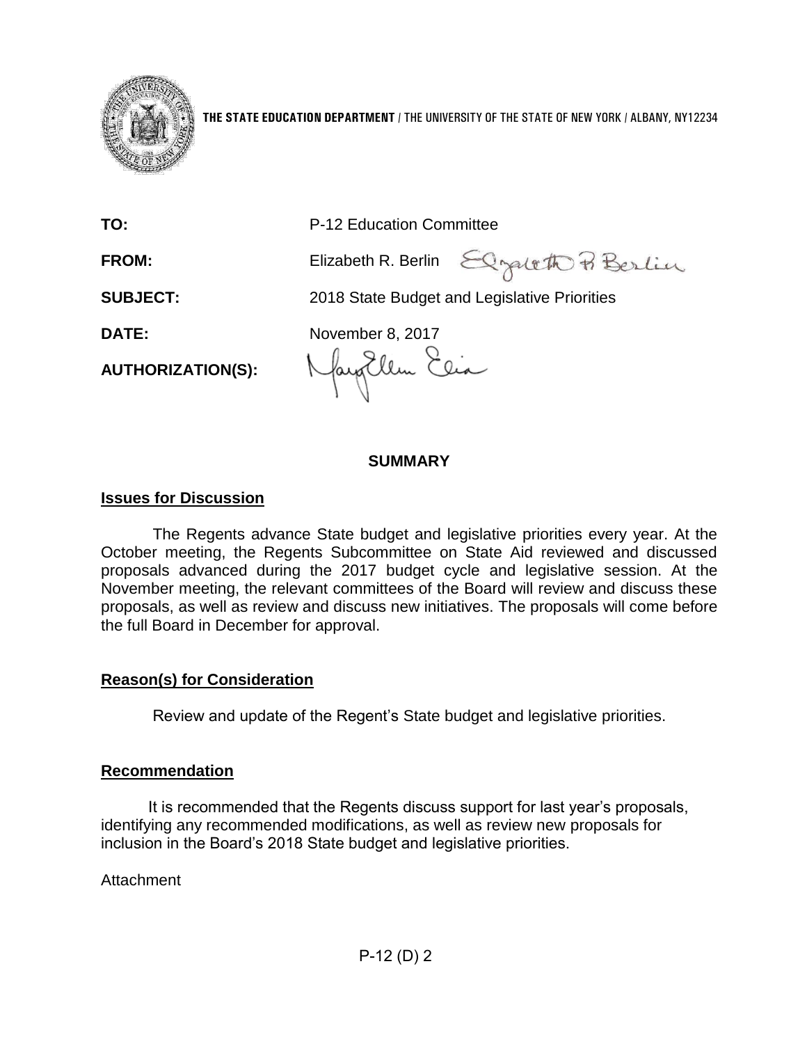**THE STATE EDUCATION DEPARTMENT** / THE UNIVERSITY OF THE STATE OF NEW YORK / ALBANY, NY12234

| | |
|---|---|
| **TO:** | P-12 Education Committee |
| **FROM:** | Elizabeth R. Berlin |
| **SUBJECT:** | 2018 State Budget and Legislative Priorities |
| **DATE:** | November 8, 2017 |
| **AUTHORIZATION(S):** | |

## SUMMARY

### Issues for Discussion

The Regents advance State budget and legislative priorities every year. At the October meeting, the Regents Subcommittee on State Aid reviewed and discussed proposals advanced during the 2017 budget cycle and legislative session. At the November meeting, the relevant committees of the Board will review and discuss these proposals, as well as review and discuss new initiatives. The proposals will come before the full Board in December for approval.

### Reason(s) for Consideration

Review and update of the Regent's State budget and legislative priorities.

### Recommendation

It is recommended that the Regents discuss support for last year's proposals, identifying any recommended modifications, as well as review new proposals for inclusion in the Board's 2018 State budget and legislative priorities.

Attachment

P-12 (D) 2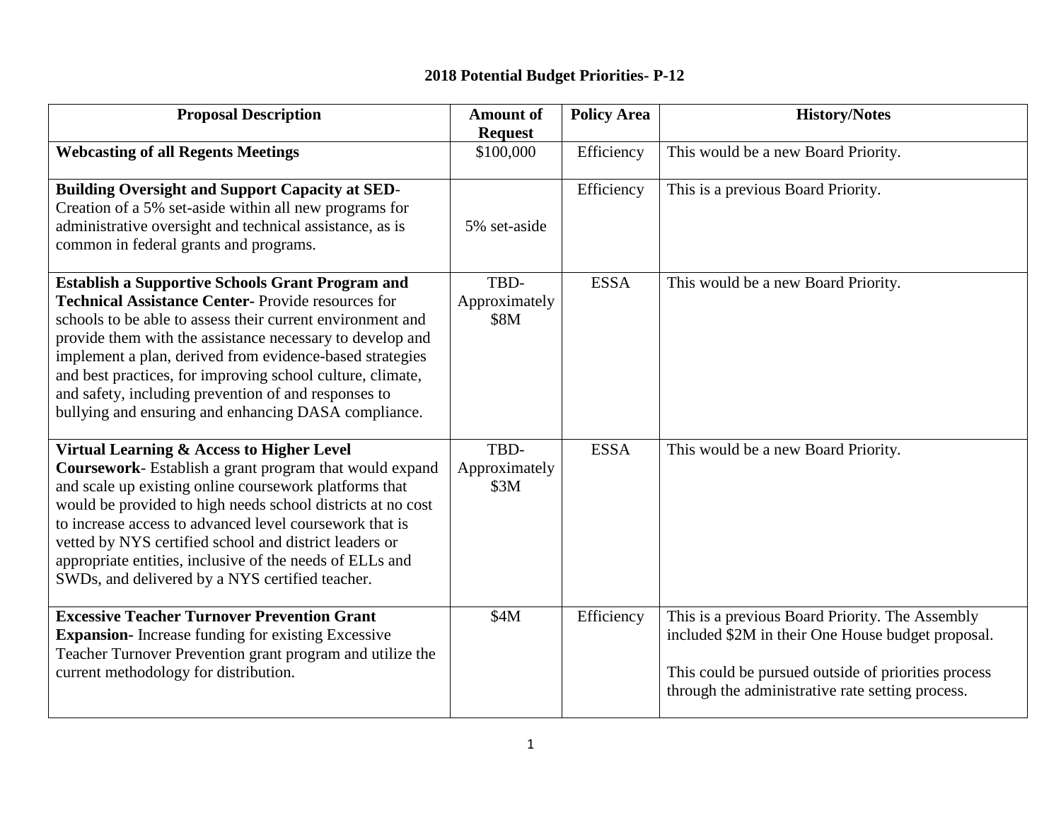## 2018 Potential Budget Priorities- P-12

| Proposal Description | Amount of Request | Policy Area | History/Notes |
|---|---|---|---|
| **Webcasting of all Regents Meetings** | \$100,000 | Efficiency | This would be a new Board Priority. |
| **Building Oversight and Support Capacity at SED**- Creation of a 5% set-aside within all new programs for administrative oversight and technical assistance, as is common in federal grants and programs. | 5% set-aside | Efficiency | This is a previous Board Priority. |
| **Establish a Supportive Schools Grant Program and Technical Assistance Center-** Provide resources for schools to be able to assess their current environment and provide them with the assistance necessary to develop and implement a plan, derived from evidence-based strategies and best practices, for improving school culture, climate, and safety, including prevention of and responses to bullying and ensuring and enhancing DASA compliance. | TBD- Approximately \$8M | ESSA | This would be a new Board Priority. |
| **Virtual Learning & Access to Higher Level Coursework**- Establish a grant program that would expand and scale up existing online coursework platforms that would be provided to high needs school districts at no cost to increase access to advanced level coursework that is vetted by NYS certified school and district leaders or appropriate entities, inclusive of the needs of ELLs and SWDs, and delivered by a NYS certified teacher. | TBD- Approximately \$3M | ESSA | This would be a new Board Priority. |
| **Excessive Teacher Turnover Prevention Grant Expansion-** Increase funding for existing Excessive Teacher Turnover Prevention grant program and utilize the current methodology for distribution. | \$4M | Efficiency | This is a previous Board Priority. The Assembly included \$2M in their One House budget proposal.<br><br>This could be pursued outside of priorities process through the administrative rate setting process. |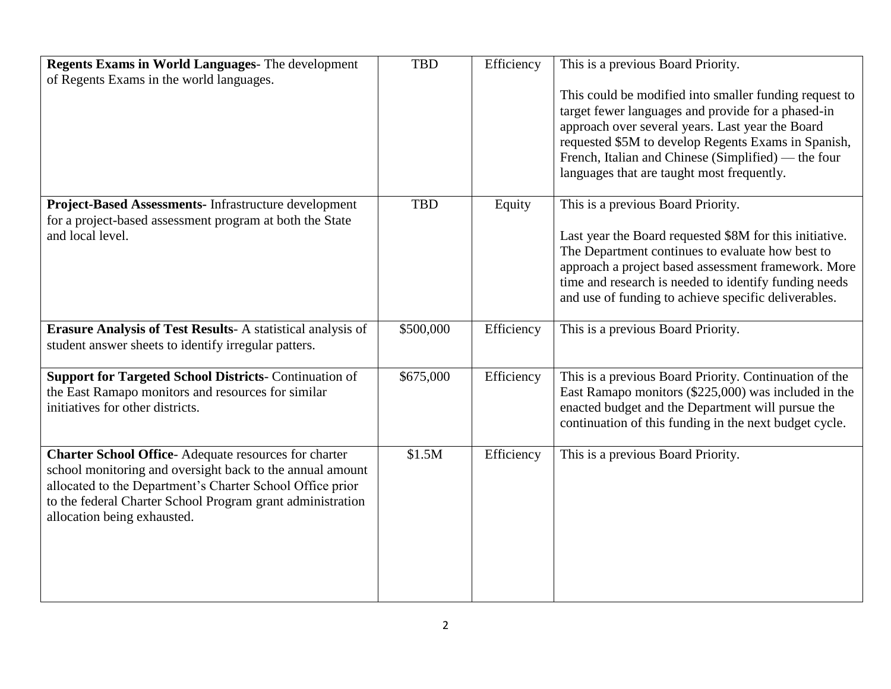| **Regents Exams in World Languages**- The development of Regents Exams in the world languages. | TBD | Efficiency | This is a previous Board Priority.<br><br>This could be modified into smaller funding request to target fewer languages and provide for a phased-in approach over several years. Last year the Board requested $5M to develop Regents Exams in Spanish, French, Italian and Chinese (Simplified) — the four languages that are taught most frequently. |
|---|---|---|---|
| **Project-Based Assessments-** Infrastructure development for a project-based assessment program at both the State and local level. | TBD | Equity | This is a previous Board Priority.<br><br>Last year the Board requested $8M for this initiative. The Department continues to evaluate how best to approach a project based assessment framework. More time and research is needed to identify funding needs and use of funding to achieve specific deliverables. |
| **Erasure Analysis of Test Results**- A statistical analysis of student answer sheets to identify irregular patters. | $500,000 | Efficiency | This is a previous Board Priority. |
| **Support for Targeted School Districts**- Continuation of the East Ramapo monitors and resources for similar initiatives for other districts. | $675,000 | Efficiency | This is a previous Board Priority. Continuation of the East Ramapo monitors ($225,000) was included in the enacted budget and the Department will pursue the continuation of this funding in the next budget cycle. |
| **Charter School Office**- Adequate resources for charter school monitoring and oversight back to the annual amount allocated to the Department's Charter School Office prior to the federal Charter School Program grant administration allocation being exhausted. | $1.5M | Efficiency | This is a previous Board Priority. |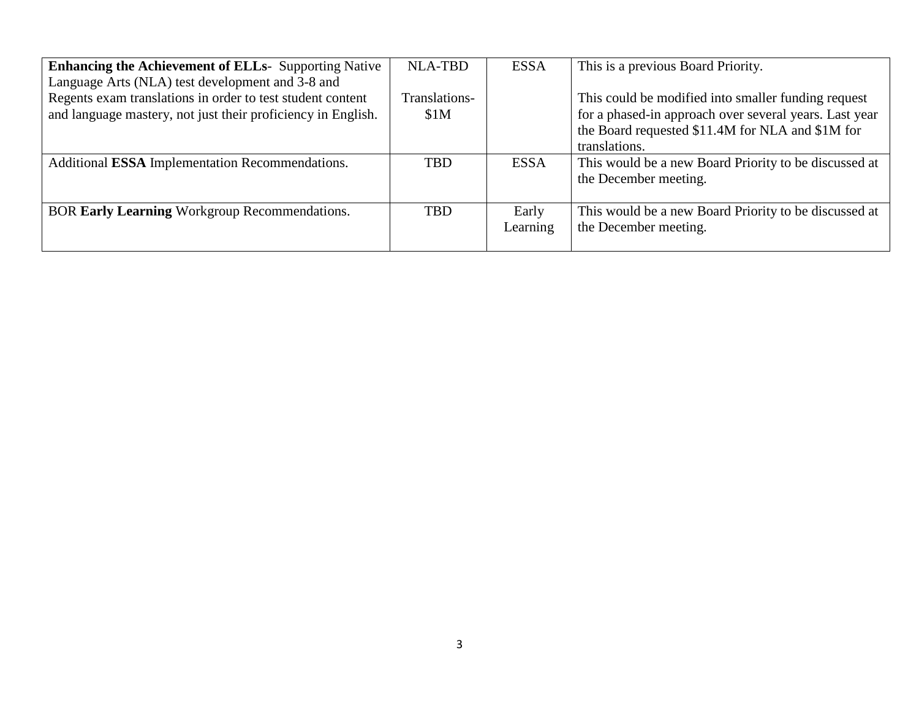| **Enhancing the Achievement of ELLs**- Supporting Native Language Arts (NLA) test development and 3-8 and Regents exam translations in order to test student content and language mastery, not just their proficiency in English. | NLA-TBD<br><br>Translations-$1M | ESSA | This is a previous Board Priority.<br><br>This could be modified into smaller funding request for a phased-in approach over several years. Last year the Board requested $11.4M for NLA and $1M for translations. |
|---|---|---|---|
| Additional **ESSA** Implementation Recommendations. | TBD | ESSA | This would be a new Board Priority to be discussed at the December meeting. |
| BOR **Early Learning** Workgroup Recommendations. | TBD | Early Learning | This would be a new Board Priority to be discussed at the December meeting. |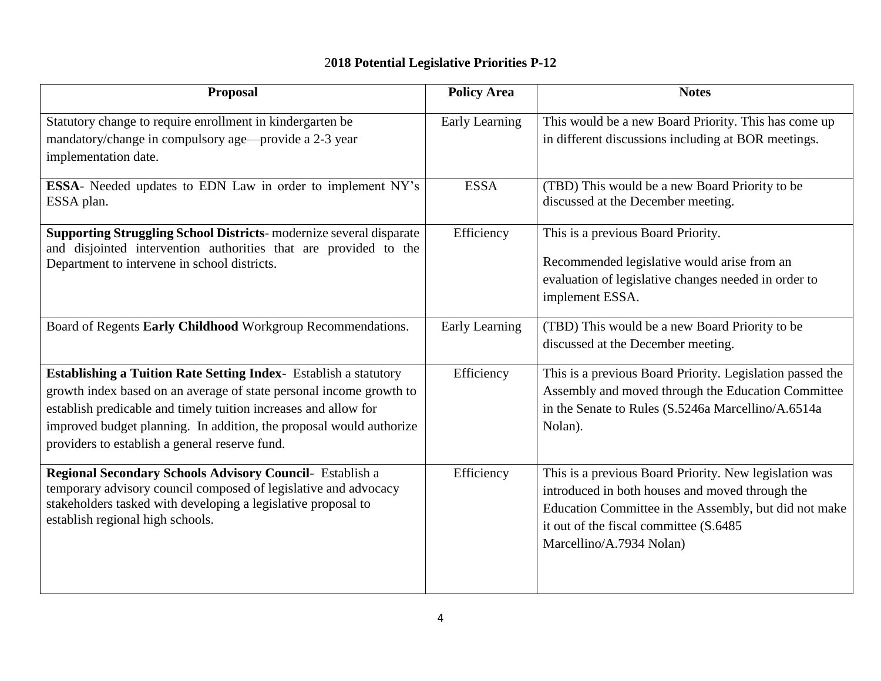# 2018 Potential Legislative Priorities P-12

| Proposal | Policy Area | Notes |
|---|---|---|
| Statutory change to require enrollment in kindergarten be mandatory/change in compulsory age—provide a 2-3 year implementation date. | Early Learning | This would be a new Board Priority. This has come up in different discussions including at BOR meetings. |
| **ESSA**- Needed updates to EDN Law in order to implement NY's ESSA plan. | ESSA | (TBD) This would be a new Board Priority to be discussed at the December meeting. |
| **Supporting Struggling School Districts**- modernize several disparate and disjointed intervention authorities that are provided to the Department to intervene in school districts. | Efficiency | This is a previous Board Priority.<br><br>Recommended legislative would arise from an evaluation of legislative changes needed in order to implement ESSA. |
| Board of Regents **Early Childhood** Workgroup Recommendations. | Early Learning | (TBD) This would be a new Board Priority to be discussed at the December meeting. |
| **Establishing a Tuition Rate Setting Index**- Establish a statutory growth index based on an average of state personal income growth to establish predicable and timely tuition increases and allow for improved budget planning. In addition, the proposal would authorize providers to establish a general reserve fund. | Efficiency | This is a previous Board Priority. Legislation passed the Assembly and moved through the Education Committee in the Senate to Rules (S.5246a Marcellino/A.6514a Nolan). |
| **Regional Secondary Schools Advisory Council**- Establish a temporary advisory council composed of legislative and advocacy stakeholders tasked with developing a legislative proposal to establish regional high schools. | Efficiency | This is a previous Board Priority. New legislation was introduced in both houses and moved through the Education Committee in the Assembly, but did not make it out of the fiscal committee (S.6485 Marcellino/A.7934 Nolan) |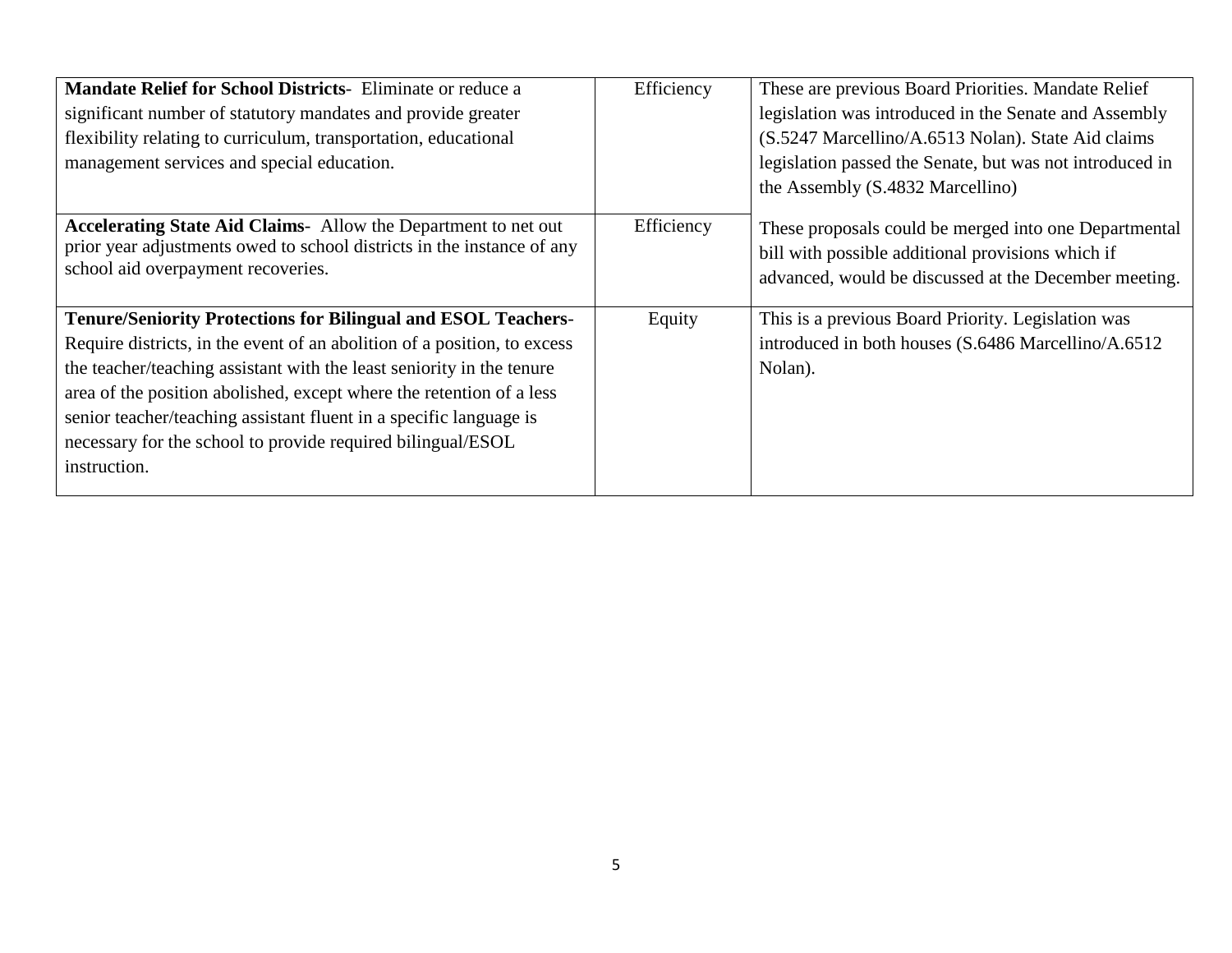| | | |
|---|---|---|
| **Mandate Relief for School Districts**- Eliminate or reduce a significant number of statutory mandates and provide greater flexibility relating to curriculum, transportation, educational management services and special education. | Efficiency | These are previous Board Priorities. Mandate Relief legislation was introduced in the Senate and Assembly (S.5247 Marcellino/A.6513 Nolan). State Aid claims legislation passed the Senate, but was not introduced in the Assembly (S.4832 Marcellino) These proposals could be merged into one Departmental bill with possible additional provisions which if advanced, would be discussed at the December meeting. |
| **Accelerating State Aid Claims**- Allow the Department to net out prior year adjustments owed to school districts in the instance of any school aid overpayment recoveries. | Efficiency | |
| **Tenure/Seniority Protections for Bilingual and ESOL Teachers**- Require districts, in the event of an abolition of a position, to excess the teacher/teaching assistant with the least seniority in the tenure area of the position abolished, except where the retention of a less senior teacher/teaching assistant fluent in a specific language is necessary for the school to provide required bilingual/ESOL instruction. | Equity | This is a previous Board Priority. Legislation was introduced in both houses (S.6486 Marcellino/A.6512 Nolan). |